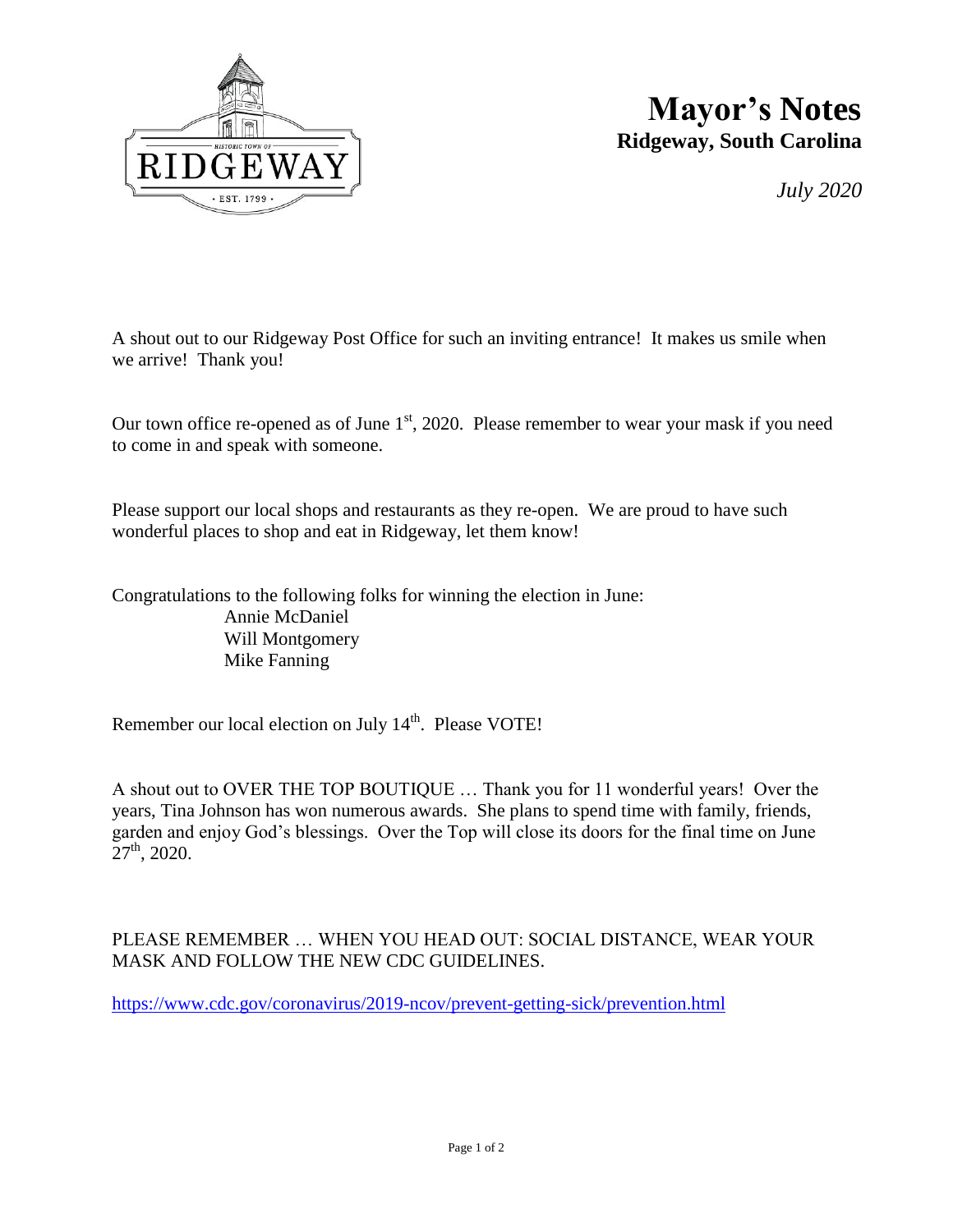# Mayor's Notes

**Ridgeway, South Carolina**

*July 2020*

A shout out to our Ridgeway Post Office for such an inviting entrance! It makes us smile when we arrive! Thank you!

Our town office re-opened as of June 1st, 2020. Please remember to wear your mask if you need to come in and speak with someone.

Please support our local shops and restaurants as they re-open. We are proud to have such wonderful places to shop and eat in Ridgeway, let them know!

Congratulations to the following folks for winning the election in June:

- Annie McDaniel
- Will Montgomery
- Mike Fanning

Remember our local election on July 14th. Please VOTE!

A shout out to OVER THE TOP BOUTIQUE … Thank you for 11 wonderful years! Over the years, Tina Johnson has won numerous awards. She plans to spend time with family, friends, garden and enjoy God's blessings. Over the Top will close its doors for the final time on June 27th, 2020.

PLEASE REMEMBER … WHEN YOU HEAD OUT: SOCIAL DISTANCE, WEAR YOUR MASK AND FOLLOW THE NEW CDC GUIDELINES.

https://www.cdc.gov/coronavirus/2019-ncov/prevent-getting-sick/prevention.html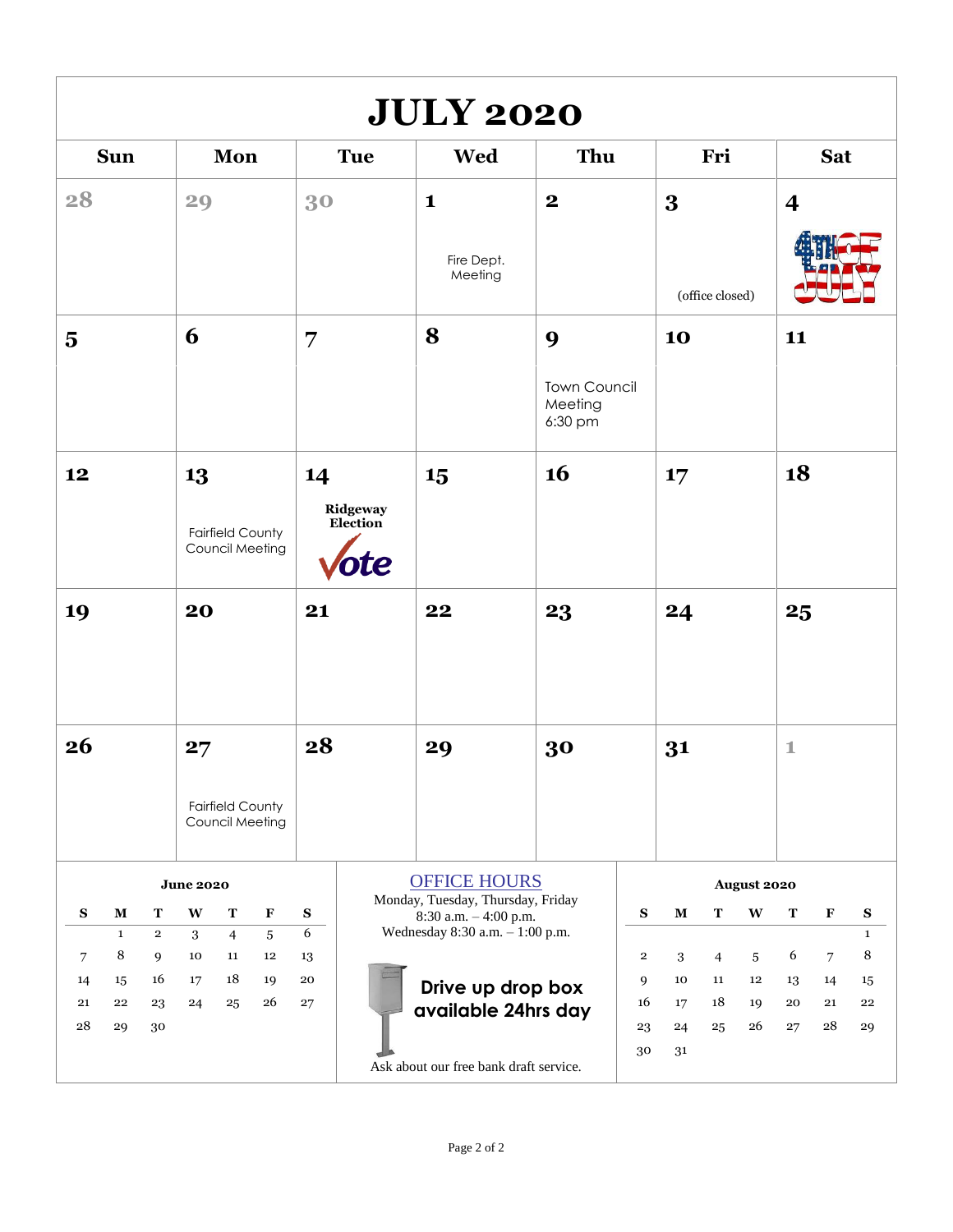# JULY 2020

| Sun | Mon | Tue | Wed | Thu | Fri | Sat |
|---|---|---|---|---|---|---|
| 28 | 29 | 30 | 1<br>Fire Dept. Meeting | 2 | 3<br>(office closed) | 4<br>4TH OF JULY |
| 5 | 6 | 7 | 8 | 9<br>Town Council Meeting 6:30 pm | 10 | 11 |
| 12 | 13<br>Fairfield County Council Meeting | 14<br>Ridgeway Election<br>Vote | 15 | 16 | 17 | 18 |
| 19 | 20 | 21 | 22 | 23 | 24 | 25 |
| 26 | 27<br>Fairfield County Council Meeting | 28 | 29 | 30 | 31 | 1 |

**June 2020**

| S | M | T | W | T | F | S |
|---|---|---|---|---|---|---|
| | 1 | 2 | 3 | 4 | 5 | 6 |
| 7 | 8 | 9 | 10 | 11 | 12 | 13 |
| 14 | 15 | 16 | 17 | 18 | 19 | 20 |
| 21 | 22 | 23 | 24 | 25 | 26 | 27 |
| 28 | 29 | 30 | | | | |

**OFFICE HOURS**

Monday, Tuesday, Thursday, Friday
8:30 a.m. – 4:00 p.m.
Wednesday 8:30 a.m. – 1:00 p.m.

**Drive up drop box available 24hrs day**

Ask about our free bank draft service.

**August 2020**

| S | M | T | W | T | F | S |
|---|---|---|---|---|---|---|
| | | | | | | 1 |
| 2 | 3 | 4 | 5 | 6 | 7 | 8 |
| 9 | 10 | 11 | 12 | 13 | 14 | 15 |
| 16 | 17 | 18 | 19 | 20 | 21 | 22 |
| 23 | 24 | 25 | 26 | 27 | 28 | 29 |
| 30 | 31 | | | | | |